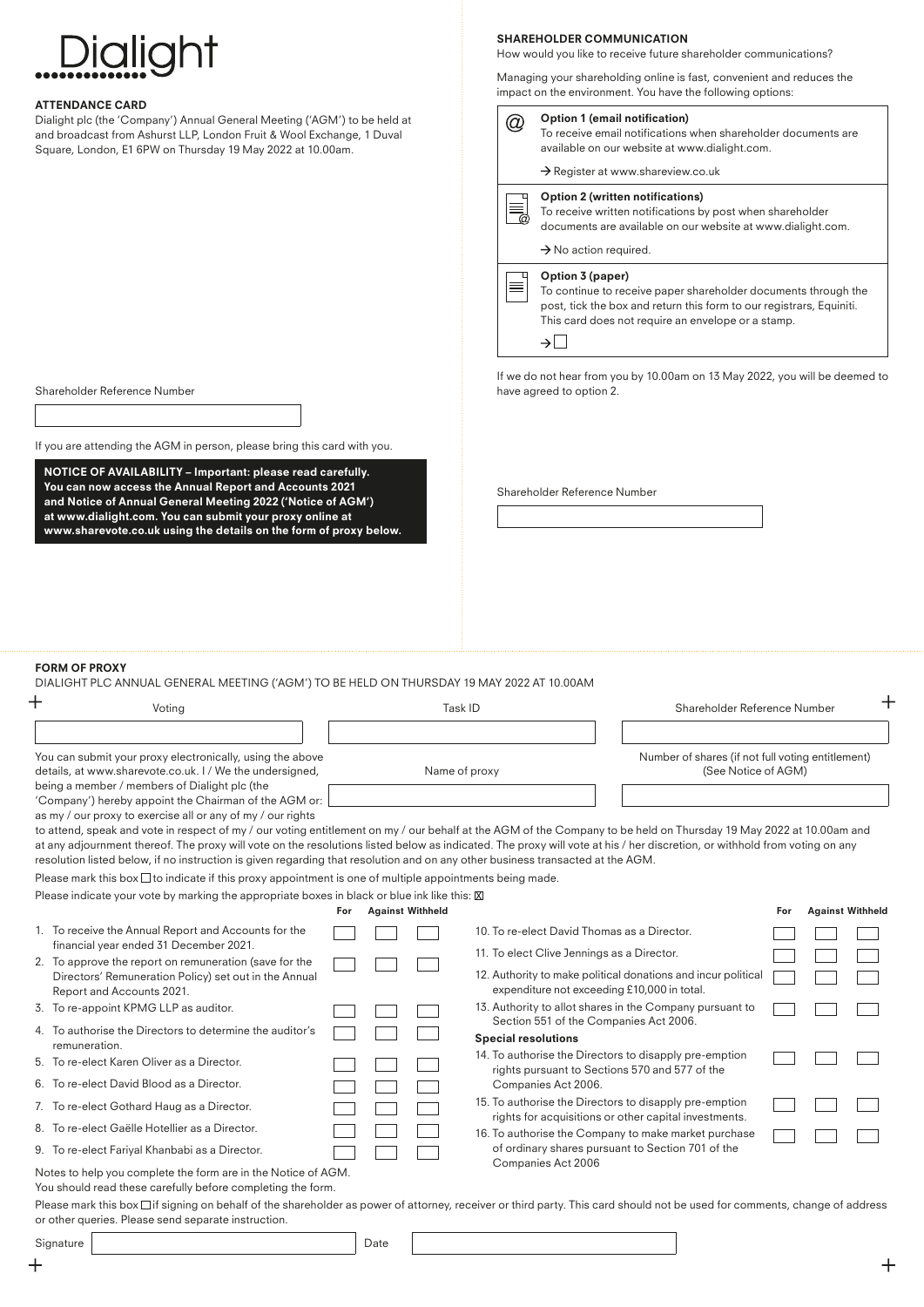# Dialight

## ATTENDANCE CARD

Dialight plc (the 'Company') Annual General Meeting ('AGM') to be held at and broadcast from Ashurst LLP, London Fruit & Wool Exchange, 1 Duval Square, London, E1 6PW on Thursday 19 May 2022 at 10.00am.

Shareholder Reference Number

If you are attending the AGM in person, please bring this card with you.

**NOTICE OF AVAILABILITY – Important: please read carefully. You can now access the Annual Report and Accounts 2021 and Notice of Annual General Meeting 2022 ('Notice of AGM') at www.dialight.com. You can submit your proxy online at www.sharevote.co.uk using the details on the form of proxy below.**

## SHAREHOLDER COMMUNICATION

How would you like to receive future shareholder communications?

Managing your shareholding online is fast, convenient and reduces the impact on the environment. You have the following options:

**Option 1 (email notification)**
To receive email notifications when shareholder documents are available on our website at www.dialight.com.

→ Register at www.shareview.co.uk

**Option 2 (written notifications)**
To receive written notifications by post when shareholder documents are available on our website at www.dialight.com.

→ No action required.

**Option 3 (paper)**
To continue to receive paper shareholder documents through the post, tick the box and return this form to our registrars, Equiniti. This card does not require an envelope or a stamp.

→ ☐

If we do not hear from you by 10.00am on 13 May 2022, you will be deemed to have agreed to option 2.

Shareholder Reference Number

## FORM OF PROXY

DIALIGHT PLC ANNUAL GENERAL MEETING ('AGM') TO BE HELD ON THURSDAY 19 MAY 2022 AT 10.00AM

| Voting | Task ID | Shareholder Reference Number |
|---|---|---|
| | | |

You can submit your proxy electronically, using the above details, at www.sharevote.co.uk. I / We the undersigned, being a member / members of Dialight plc (the 'Company') hereby appoint the Chairman of the AGM or:

| Name of proxy | Number of shares (if not full voting entitlement) (See Notice of AGM) |
|---|---|
| | |

as my / our proxy to exercise all or any of my / our rights to attend, speak and vote in respect of my / our voting entitlement on my / our behalf at the AGM of the Company to be held on Thursday 19 May 2022 at 10.00am and at any adjournment thereof. The proxy will vote on the resolutions listed below as indicated. The proxy will vote at his / her discretion, or withhold from voting on any resolution listed below, if no instruction is given regarding that resolution and on any other business transacted at the AGM.

Please mark this box ☐ to indicate if this proxy appointment is one of multiple appointments being made.

Please indicate your vote by marking the appropriate boxes in black or blue ink like this: ☒

| Resolution | For | Against | Withheld |
|---|---|---|---|
| 1. To receive the Annual Report and Accounts for the financial year ended 31 December 2021. | ☐ | ☐ | ☐ |
| 2. To approve the report on remuneration (save for the Directors' Remuneration Policy) set out in the Annual Report and Accounts 2021. | ☐ | ☐ | ☐ |
| 3. To re-appoint KPMG LLP as auditor. | ☐ | ☐ | ☐ |
| 4. To authorise the Directors to determine the auditor's remuneration. | ☐ | ☐ | ☐ |
| 5. To re-elect Karen Oliver as a Director. | ☐ | ☐ | ☐ |
| 6. To re-elect David Blood as a Director. | ☐ | ☐ | ☐ |
| 7. To re-elect Gothard Haug as a Director. | ☐ | ☐ | ☐ |
| 8. To re-elect Gaëlle Hotellier as a Director. | ☐ | ☐ | ☐ |
| 9. To re-elect Fariyal Khanbabi as a Director. | ☐ | ☐ | ☐ |
| 10. To re-elect David Thomas as a Director. | ☐ | ☐ | ☐ |
| 11. To elect Clive Jennings as a Director. | ☐ | ☐ | ☐ |
| 12. Authority to make political donations and incur political expenditure not exceeding £10,000 in total. | ☐ | ☐ | ☐ |
| 13. Authority to allot shares in the Company pursuant to Section 551 of the Companies Act 2006. | ☐ | ☐ | ☐ |
| **Special resolutions** | | | |
| 14. To authorise the Directors to disapply pre-emption rights pursuant to Sections 570 and 577 of the Companies Act 2006. | ☐ | ☐ | ☐ |
| 15. To authorise the Directors to disapply pre-emption rights for acquisitions or other capital investments. | ☐ | ☐ | ☐ |
| 16. To authorise the Company to make market purchase of ordinary shares pursuant to Section 701 of the Companies Act 2006 | ☐ | ☐ | ☐ |

Notes to help you complete the form are in the Notice of AGM. You should read these carefully before completing the form.

Please mark this box ☐ if signing on behalf of the shareholder as power of attorney, receiver or third party. This card should not be used for comments, change of address or other queries. Please send separate instruction.

Signature | Date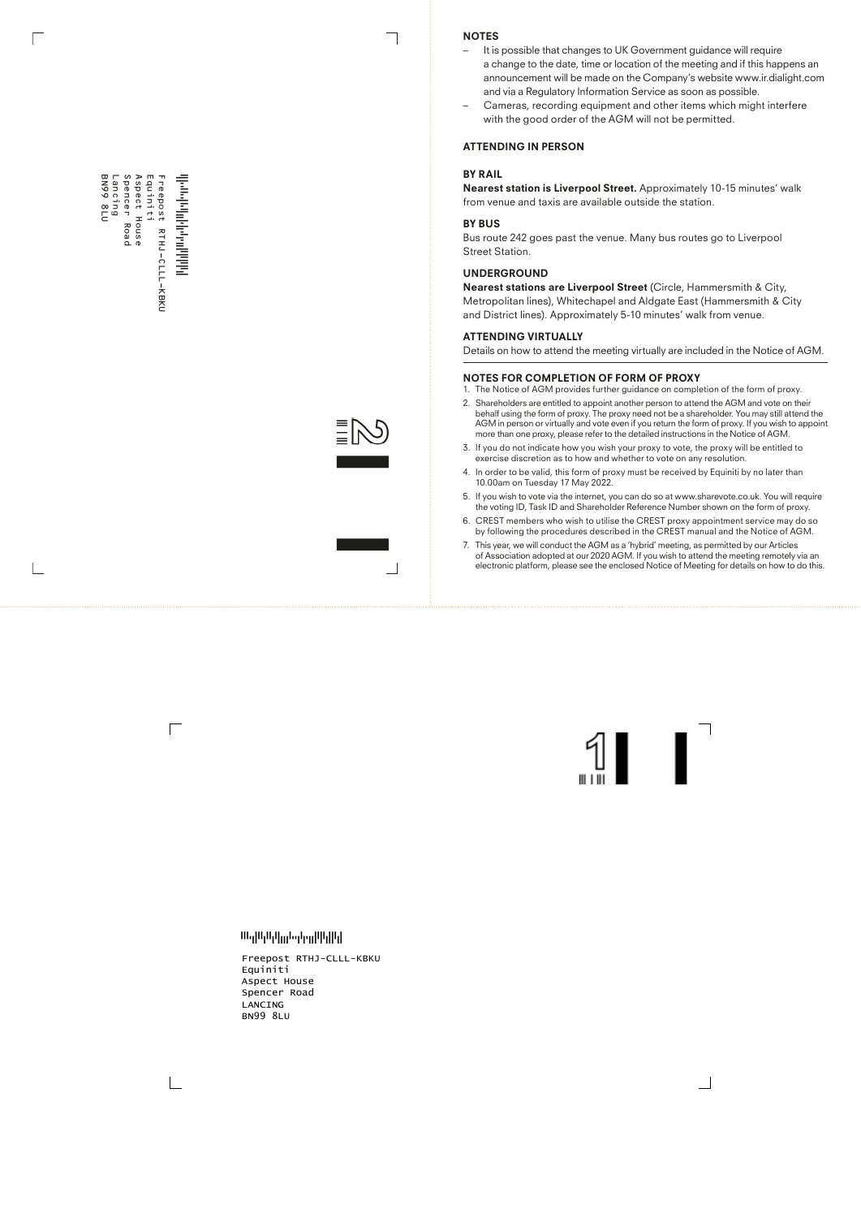Freepost RTHJ-CLLL-KBKU
Equiniti
Aspect House
Spencer Road
Lancing
BN99 8LU

## NOTES

- It is possible that changes to UK Government guidance will require a change to the date, time or location of the meeting and if this happens an announcement will be made on the Company's website www.ir.dialight.com and via a Regulatory Information Service as soon as possible.
- Cameras, recording equipment and other items which might interfere with the good order of the AGM will not be permitted.

## ATTENDING IN PERSON

### BY RAIL

**Nearest station is Liverpool Street.** Approximately 10-15 minutes' walk from venue and taxis are available outside the station.

### BY BUS

Bus route 242 goes past the venue. Many bus routes go to Liverpool Street Station.

### UNDERGROUND

**Nearest stations are Liverpool Street** (Circle, Hammersmith & City, Metropolitan lines), Whitechapel and Aldgate East (Hammersmith & City and District lines). Approximately 5-10 minutes' walk from venue.

## ATTENDING VIRTUALLY

Details on how to attend the meeting virtually are included in the Notice of AGM.

## NOTES FOR COMPLETION OF FORM OF PROXY

1. The Notice of AGM provides further guidance on completion of the form of proxy.
2. Shareholders are entitled to appoint another person to attend the AGM and vote on their behalf using the form of proxy. The proxy need not be a shareholder. You may still attend the AGM in person or virtually and vote even if you return the form of proxy. If you wish to appoint more than one proxy, please refer to the detailed instructions in the Notice of AGM.
3. If you do not indicate how you wish your proxy to vote, the proxy will be entitled to exercise discretion as to how and whether to vote on any resolution.
4. In order to be valid, this form of proxy must be received by Equiniti by no later than 10.00am on Tuesday 17 May 2022.
5. If you wish to vote via the internet, you can do so at www.sharevote.co.uk. You will require the voting ID, Task ID and Shareholder Reference Number shown on the form of proxy.
6. CREST members who wish to utilise the CREST proxy appointment service may do so by following the procedures described in the CREST manual and the Notice of AGM.
7. This year, we will conduct the AGM as a 'hybrid' meeting, as permitted by our Articles of Association adopted at our 2020 AGM. If you wish to attend the meeting remotely via an electronic platform, please see the enclosed Notice of Meeting for details on how to do this.

Freepost RTHJ-CLLL-KBKU
Equiniti
Aspect House
Spencer Road
LANCING
BN99 8LU